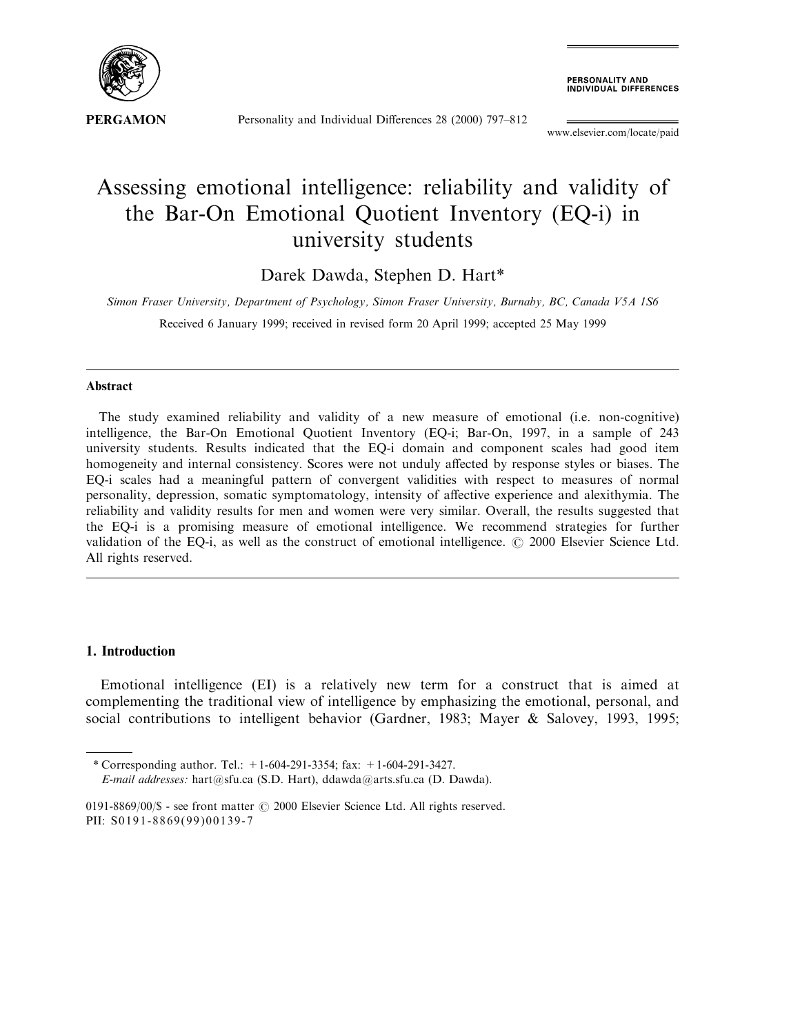# Assessing emotional intelligence: reliability and validity of the Bar-On Emotional Quotient Inventory (EQ-i) in university students

Darek Dawda, Stephen D. Hart*

*Simon Fraser University, Department of Psychology, Simon Fraser University, Burnaby, BC, Canada V5A 1S6*

Received 6 January 1999; received in revised form 20 April 1999; accepted 25 May 1999

## Abstract

The study examined reliability and validity of a new measure of emotional (i.e. non-cognitive) intelligence, the Bar-On Emotional Quotient Inventory (EQ-i; Bar-On, 1997, in a sample of 243 university students. Results indicated that the EQ-i domain and component scales had good item homogeneity and internal consistency. Scores were not unduly affected by response styles or biases. The EQ-i scales had a meaningful pattern of convergent validities with respect to measures of normal personality, depression, somatic symptomatology, intensity of affective experience and alexithymia. The reliability and validity results for men and women were very similar. Overall, the results suggested that the EQ-i is a promising measure of emotional intelligence. We recommend strategies for further validation of the EQ-i, as well as the construct of emotional intelligence. © 2000 Elsevier Science Ltd. All rights reserved.

## 1. Introduction

Emotional intelligence (EI) is a relatively new term for a construct that is aimed at complementing the traditional view of intelligence by emphasizing the emotional, personal, and social contributions to intelligent behavior (Gardner, 1983; Mayer & Salovey, 1993, 1995;

---

\* Corresponding author. Tel.: +1-604-291-3354; fax: +1-604-291-3427.
*E-mail addresses:* hart@sfu.ca (S.D. Hart), ddawda@arts.sfu.ca (D. Dawda).

0191-8869/00/$ - see front matter © 2000 Elsevier Science Ltd. All rights reserved.
PII: S0191-8869(99)00139-7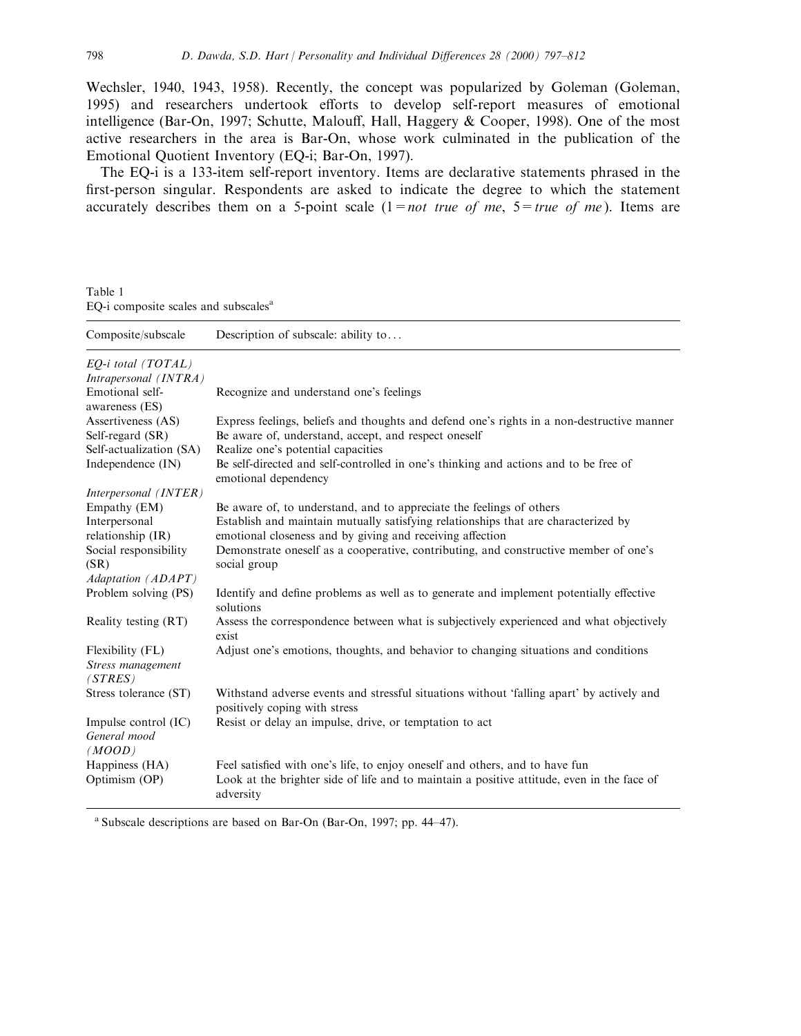Wechsler, 1940, 1943, 1958). Recently, the concept was popularized by Goleman (Goleman, 1995) and researchers undertook efforts to develop self-report measures of emotional intelligence (Bar-On, 1997; Schutte, Malouff, Hall, Haggery & Cooper, 1998). One of the most active researchers in the area is Bar-On, whose work culminated in the publication of the Emotional Quotient Inventory (EQ-i; Bar-On, 1997).

The EQ-i is a 133-item self-report inventory. Items are declarative statements phrased in the first-person singular. Respondents are asked to indicate the degree to which the statement accurately describes them on a 5-point scale (1 = *not true of me*, 5 = *true of me*). Items are

Table 1
EQ-i composite scales and subscales[a]

| Composite/subscale | Description of subscale: ability to... |
|---|---|
| *EQ-i total (TOTAL)* | |
| *Intrapersonal (INTRA)* | |
| Emotional self-awareness (ES) | Recognize and understand one's feelings |
| Assertiveness (AS) | Express feelings, beliefs and thoughts and defend one's rights in a non-destructive manner |
| Self-regard (SR) | Be aware of, understand, accept, and respect oneself |
| Self-actualization (SA) | Realize one's potential capacities |
| Independence (IN) | Be self-directed and self-controlled in one's thinking and actions and to be free of emotional dependency |
| *Interpersonal (INTER)* | |
| Empathy (EM) | Be aware of, to understand, and to appreciate the feelings of others |
| Interpersonal relationship (IR) | Establish and maintain mutually satisfying relationships that are characterized by emotional closeness and by giving and receiving affection |
| Social responsibility (SR) | Demonstrate oneself as a cooperative, contributing, and constructive member of one's social group |
| *Adaptation (ADAPT)* | |
| Problem solving (PS) | Identify and define problems as well as to generate and implement potentially effective solutions |
| Reality testing (RT) | Assess the correspondence between what is subjectively experienced and what objectively exist |
| Flexibility (FL) | Adjust one's emotions, thoughts, and behavior to changing situations and conditions |
| *Stress management (STRES)* | |
| Stress tolerance (ST) | Withstand adverse events and stressful situations without 'falling apart' by actively and positively coping with stress |
| Impulse control (IC) | Resist or delay an impulse, drive, or temptation to act |
| *General mood (MOOD)* | |
| Happiness (HA) | Feel satisfied with one's life, to enjoy oneself and others, and to have fun |
| Optimism (OP) | Look at the brighter side of life and to maintain a positive attitude, even in the face of adversity |

[a] Subscale descriptions are based on Bar-On (Bar-On, 1997; pp. 44–47).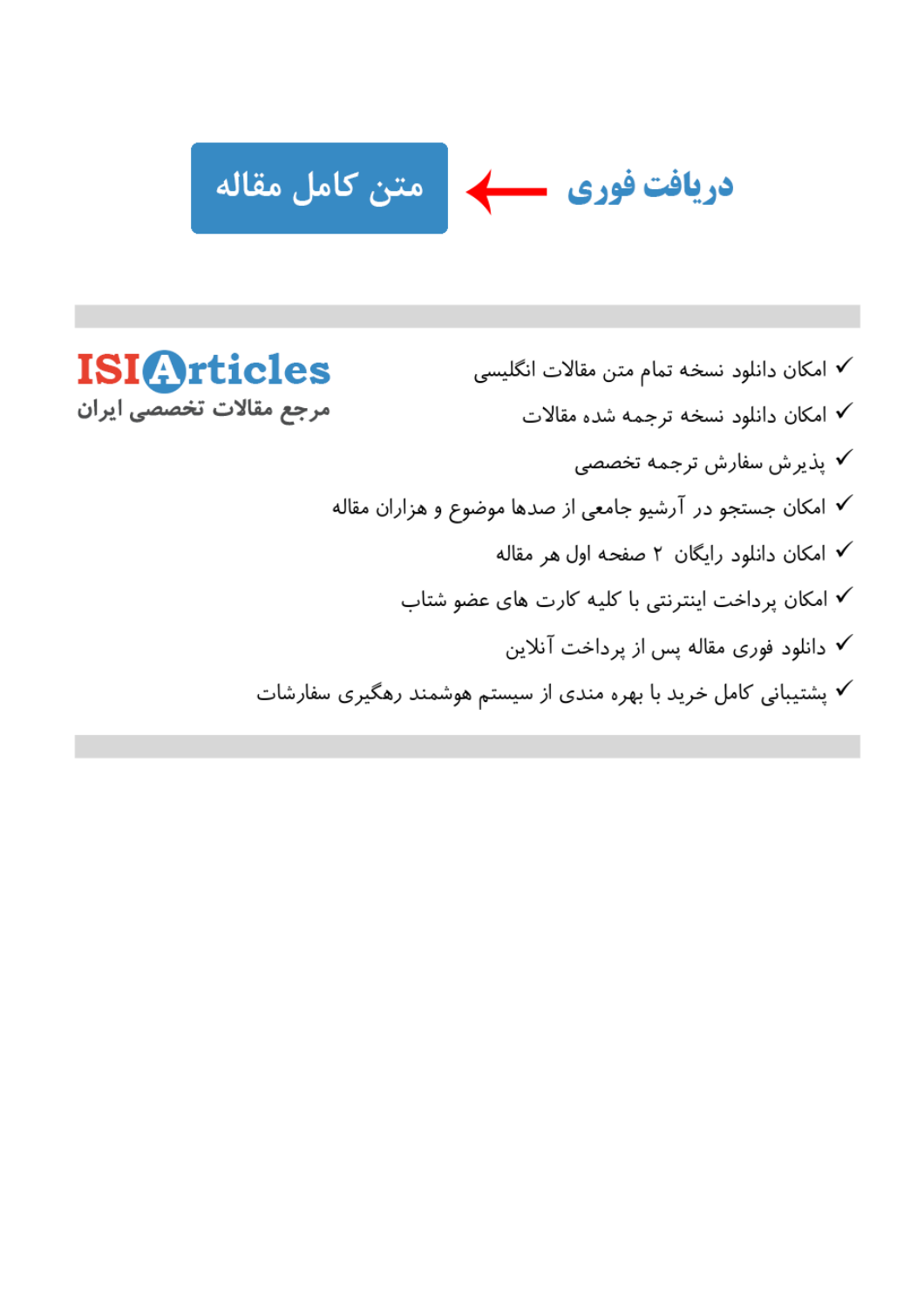دریافت فوری ← **متن کامل مقاله**

**ISIArticles**
مرجع مقالات تخصصی ایران

- ✓ امکان دانلود نسخه تمام متن مقالات انگلیسی
- ✓ امکان دانلود نسخه ترجمه شده مقالات
- ✓ پذیرش سفارش ترجمه تخصصی
- ✓ امکان جستجو در آرشیو جامعی از صدها موضوع و هزاران مقاله
- ✓ امکان دانلود رایگان ۲ صفحه اول هر مقاله
- ✓ امکان پرداخت اینترنتی با کلیه کارت های عضو شتاب
- ✓ دانلود فوری مقاله پس از پرداخت آنلاین
- ✓ پشتیبانی کامل خرید با بهره مندی از سیستم هوشمند رهگیری سفارشات